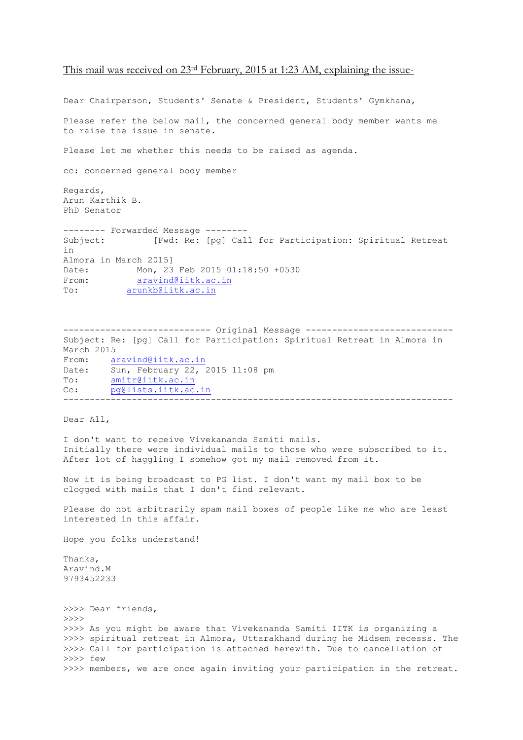This mail was received on 23rd February, 2015 at 1:23 AM, explaining the issue-

```
Dear Chairperson, Students' Senate & President, Students' Gymkhana,

Please refer the below mail, the concerned general body member wants me
to raise the issue in senate.

Please let me whether this needs to be raised as agenda.

cc: concerned general body member

Regards,
Arun Karthik B.
PhD Senator

-------- Forwarded Message --------
Subject:        [Fwd: Re: [pg] Call for Participation: Spiritual Retreat
in
Almora in March 2015]
Date:         Mon, 23 Feb 2015 01:18:50 +0530
From:         aravind@iitk.ac.in
To:         arunkb@iitk.ac.in



---------------------------- Original Message ----------------------------
Subject: Re: [pg] Call for Participation: Spiritual Retreat in Almora in
March 2015
From:    aravind@iitk.ac.in
Date:    Sun, February 22, 2015 11:08 pm
To:      smitr@iitk.ac.in
Cc:      pg@lists.iitk.ac.in
--------------------------------------------------------------------------

Dear All,

I don't want to receive Vivekananda Samiti mails.
Initially there were individual mails to those who were subscribed to it.
After lot of haggling I somehow got my mail removed from it.

Now it is being broadcast to PG list. I don't want my mail box to be
clogged with mails that I don't find relevant.

Please do not arbitrarily spam mail boxes of people like me who are least
interested in this affair.

Hope you folks understand!

Thanks,
Aravind.M
9793452233


>>>> Dear friends,
>>>>
>>>> As you might be aware that Vivekananda Samiti IITK is organizing a
>>>> spiritual retreat in Almora, Uttarakhand during he Midsem recesss. The
>>>> Call for participation is attached herewith. Due to cancellation of
>>>> few
>>>> members, we are once again inviting your participation in the retreat.
```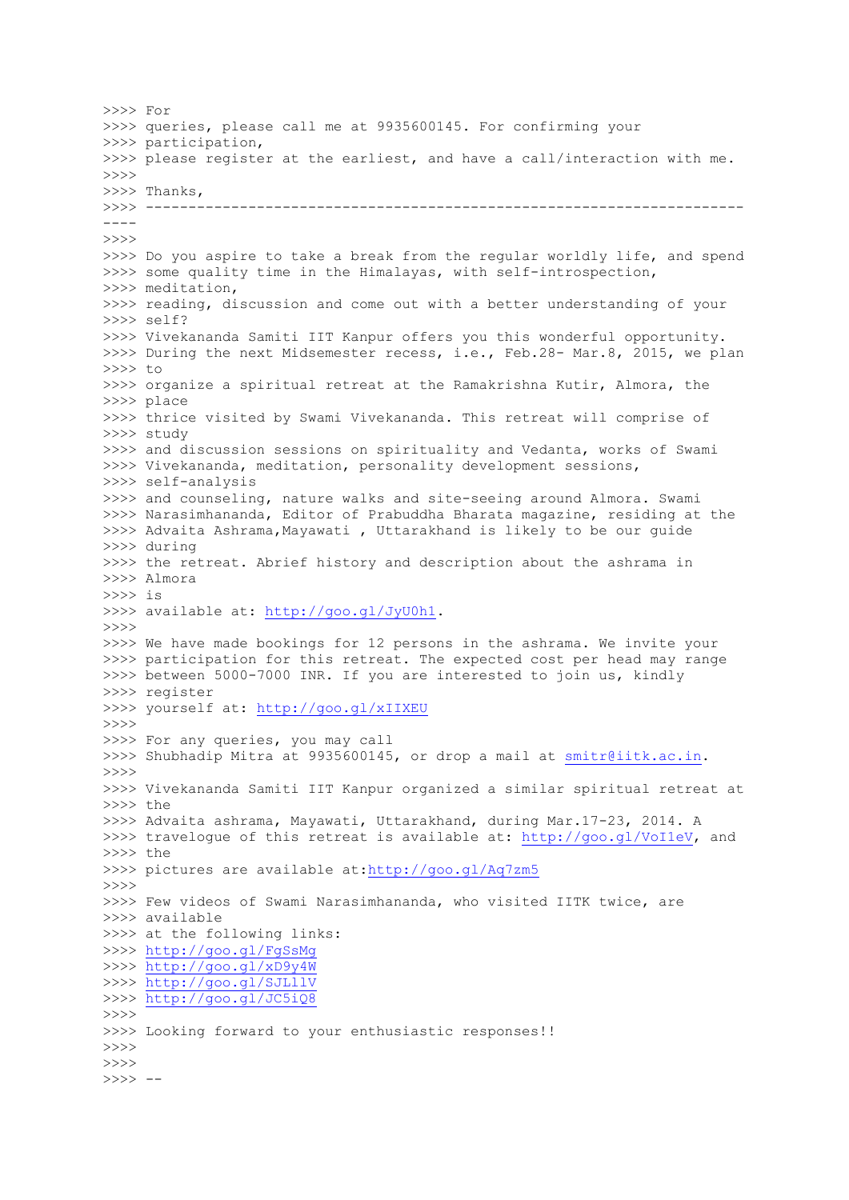```
>>>> For
>>>> queries, please call me at 9935600145. For confirming your
>>>> participation,
>>>> please register at the earliest, and have a call/interaction with me.
>>>>
>>>> Thanks,
>>>> ----------------------------------------------------------------------
----
>>>>
>>>> Do you aspire to take a break from the regular worldly life, and spend
>>>> some quality time in the Himalayas, with self-introspection,
>>>> meditation,
>>>> reading, discussion and come out with a better understanding of your
>>>> self?
>>>> Vivekananda Samiti IIT Kanpur offers you this wonderful opportunity.
>>>> During the next Midsemester recess, i.e., Feb.28- Mar.8, 2015, we plan
>>>> to
>>>> organize a spiritual retreat at the Ramakrishna Kutir, Almora, the
>>>> place
>>>> thrice visited by Swami Vivekananda. This retreat will comprise of
>>>> study
>>>> and discussion sessions on spirituality and Vedanta, works of Swami
>>>> Vivekananda, meditation, personality development sessions,
>>>> self-analysis
>>>> and counseling, nature walks and site-seeing around Almora. Swami
>>>> Narasimhananda, Editor of Prabuddha Bharata magazine, residing at the
>>>> Advaita Ashrama,Mayawati , Uttarakhand is likely to be our guide
>>>> during
>>>> the retreat. Abrief history and description about the ashrama in
>>>> Almora
>>>> is
>>>> available at: http://goo.gl/JyU0h1.
>>>>
>>>> We have made bookings for 12 persons in the ashrama. We invite your
>>>> participation for this retreat. The expected cost per head may range
>>>> between 5000-7000 INR. If you are interested to join us, kindly
>>>> register
>>>> yourself at: http://goo.gl/xIIXEU
>>>>
>>>> For any queries, you may call
>>>> Shubhadip Mitra at 9935600145, or drop a mail at smitr@iitk.ac.in.
>>>>
>>>> Vivekananda Samiti IIT Kanpur organized a similar spiritual retreat at
>>>> the
>>>> Advaita ashrama, Mayawati, Uttarakhand, during Mar.17-23, 2014. A
>>>> travelogue of this retreat is available at: http://goo.gl/VoI1eV, and
>>>> the
>>>> pictures are available at:http://goo.gl/Aq7zm5
>>>>
>>>> Few videos of Swami Narasimhananda, who visited IITK twice, are
>>>> available
>>>> at the following links:
>>>> http://goo.gl/FgSsMg
>>>> http://goo.gl/xD9y4W
>>>> http://goo.gl/SJLl1V
>>>> http://goo.gl/JC5iQ8
>>>>
>>>> Looking forward to your enthusiastic responses!!
>>>>
>>>>
>>>> --
```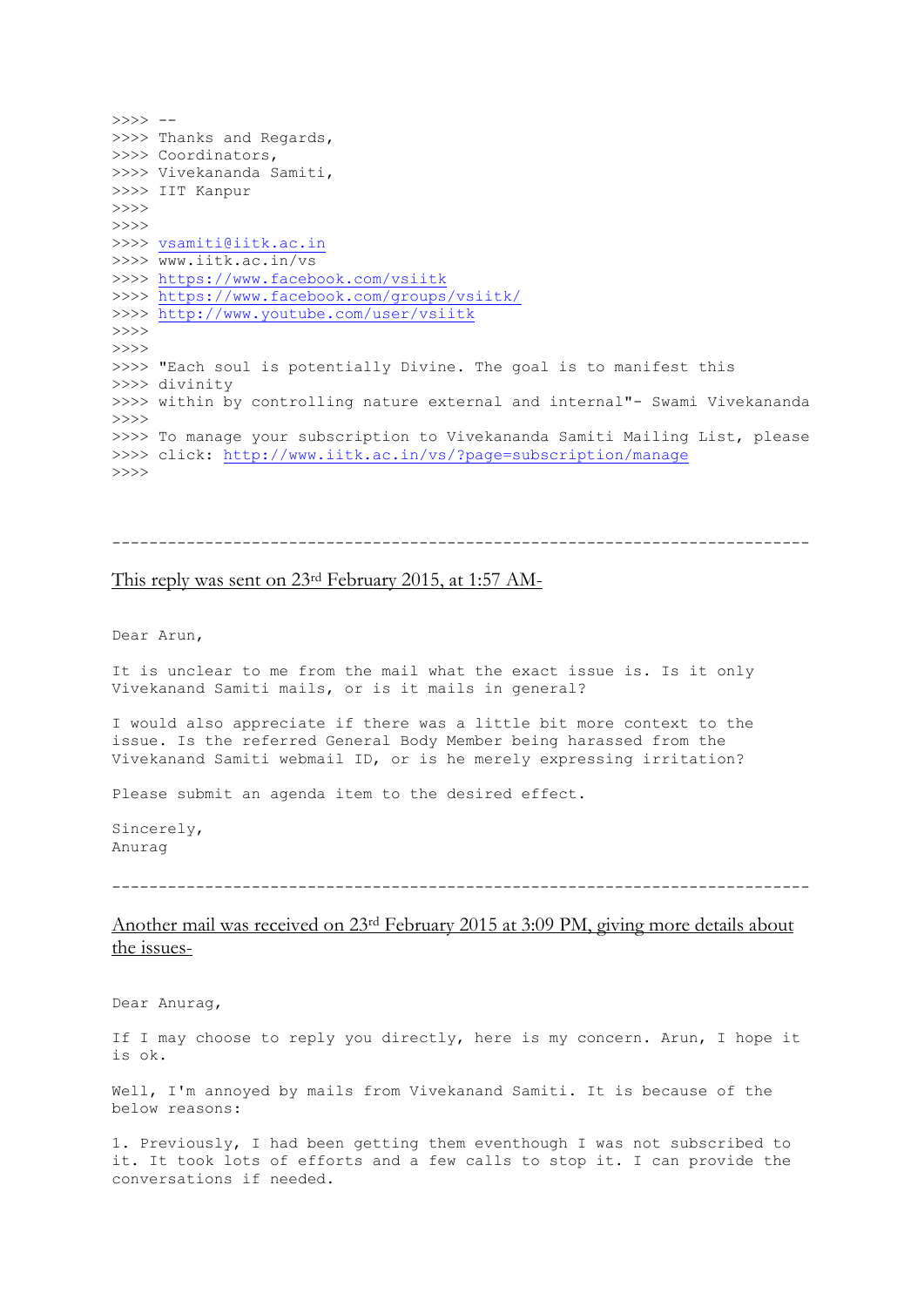```
>>>> --
>>>> Thanks and Regards,
>>>> Coordinators,
>>>> Vivekananda Samiti,
>>>> IIT Kanpur
>>>>
>>>>
>>>> vsamiti@iitk.ac.in
>>>> www.iitk.ac.in/vs
>>>> https://www.facebook.com/vsiitk
>>>> https://www.facebook.com/groups/vsiitk/
>>>> http://www.youtube.com/user/vsiitk
>>>>
>>>>
>>>> "Each soul is potentially Divine. The goal is to manifest this
>>>> divinity
>>>> within by controlling nature external and internal"- Swami Vivekananda
>>>>
>>>> To manage your subscription to Vivekananda Samiti Mailing List, please
>>>> click: http://www.iitk.ac.in/vs/?page=subscription/manage
>>>>
```

---

<u>This reply was sent on 23rd February 2015, at 1:57 AM-</u>

```
Dear Arun,

It is unclear to me from the mail what the exact issue is. Is it only
Vivekanand Samiti mails, or is it mails in general?

I would also appreciate if there was a little bit more context to the
issue. Is the referred General Body Member being harassed from the
Vivekanand Samiti webmail ID, or is he merely expressing irritation?

Please submit an agenda item to the desired effect.

Sincerely,
Anurag
```

---

<u>Another mail was received on 23rd February 2015 at 3:09 PM, giving more details about the issues-</u>

```
Dear Anurag,

If I may choose to reply you directly, here is my concern. Arun, I hope it
is ok.

Well, I'm annoyed by mails from Vivekanand Samiti. It is because of the
below reasons:

1. Previously, I had been getting them eventhough I was not subscribed to
it. It took lots of efforts and a few calls to stop it. I can provide the
conversations if needed.
```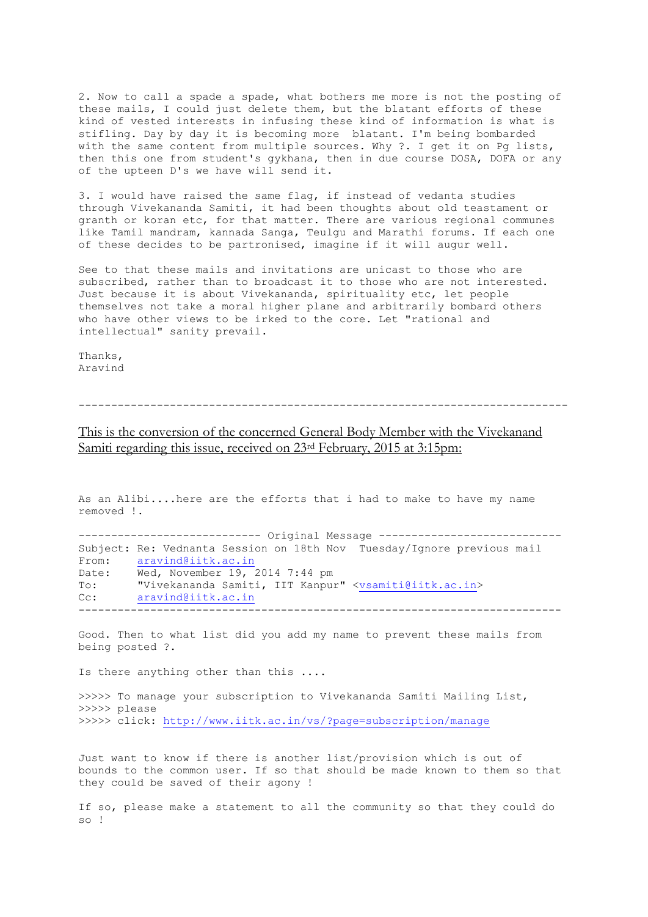2. Now to call a spade a spade, what bothers me more is not the posting of these mails, I could just delete them, but the blatant efforts of these kind of vested interests in infusing these kind of information is what is stifling. Day by day it is becoming more  blatant. I'm being bombarded with the same content from multiple sources. Why ?. I get it on Pg lists, then this one from student's gykhana, then in due course DOSA, DOFA or any of the upteen D's we have will send it.

3. I would have raised the same flag, if instead of vedanta studies through Vivekananda Samiti, it had been thoughts about old teastament or granth or koran etc, for that matter. There are various regional communes like Tamil mandram, kannada Sanga, Teulgu and Marathi forums. If each one of these decides to be partronised, imagine if it will augur well.

See to that these mails and invitations are unicast to those who are subscribed, rather than to broadcast it to those who are not interested. Just because it is about Vivekananda, spirituality etc, let people themselves not take a moral higher plane and arbitrarily bombard others who have other views to be irked to the core. Let "rational and intellectual" sanity prevail.

Thanks,
Aravind

---

<u>This is the conversion of the concerned General Body Member with the Vivekanand Samiti regarding this issue, received on 23rd February, 2015 at 3:15pm:</u>

As an Alibi....here are the efforts that i had to make to have my name removed !.

```
---------------------------- Original Message ----------------------------
Subject: Re: Vednanta Session on 18th Nov  Tuesday/Ignore previous mail
From:    aravind@iitk.ac.in
Date:    Wed, November 19, 2014 7:44 pm
To:      "Vivekananda Samiti, IIT Kanpur" <vsamiti@iitk.ac.in>
Cc:      aravind@iitk.ac.in
--------------------------------------------------------------------------
```

Good. Then to what list did you add my name to prevent these mails from being posted ?.

Is there anything other than this ....

```
>>>>> To manage your subscription to Vivekananda Samiti Mailing List,
>>>>> please
>>>>> click: http://www.iitk.ac.in/vs/?page=subscription/manage
```

Just want to know if there is another list/provision which is out of bounds to the common user. If so that should be made known to them so that they could be saved of their agony !

If so, please make a statement to all the community so that they could do so !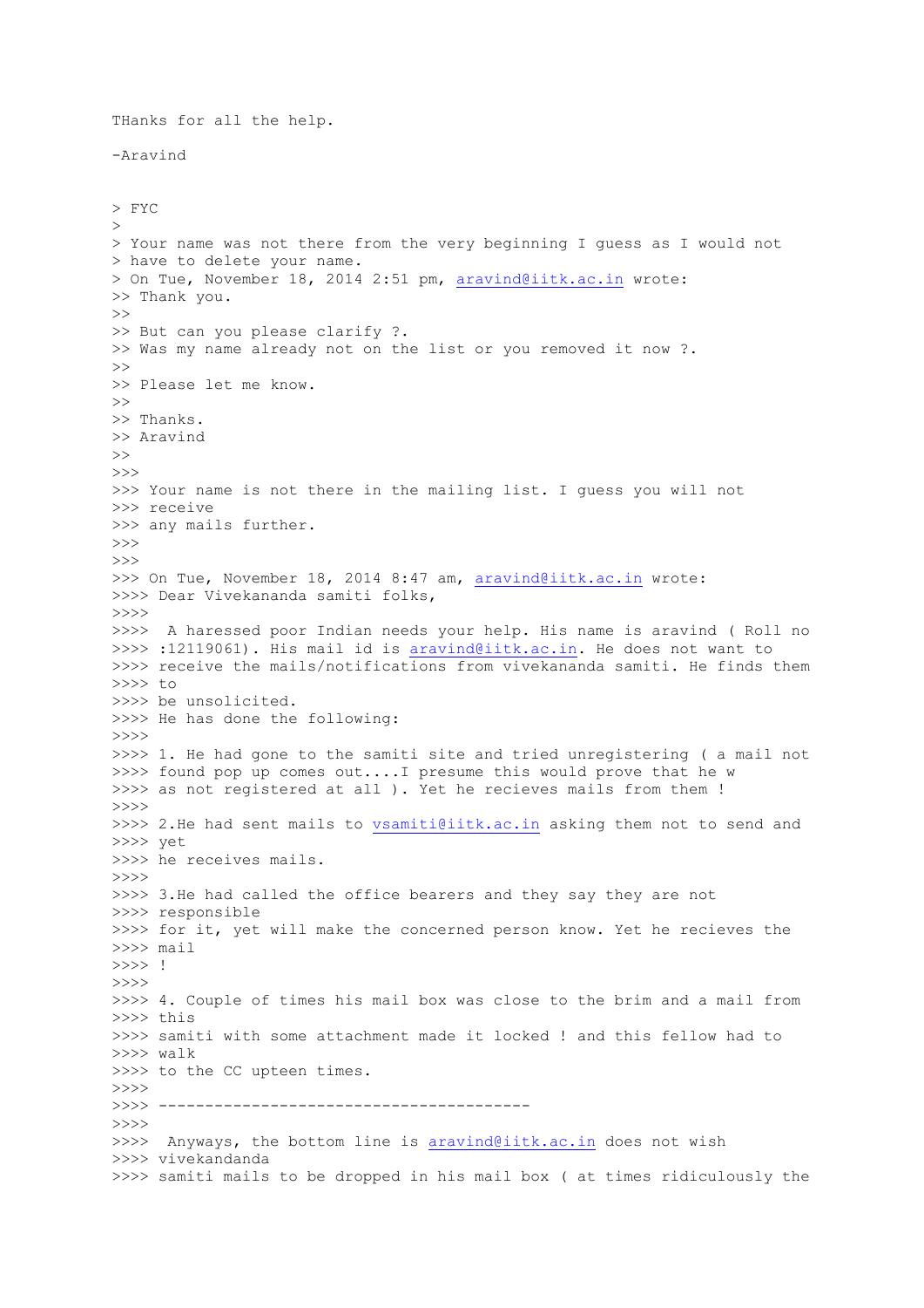THanks for all the help.

-Aravind

```
> FYC
>
> Your name was not there from the very beginning I guess as I would not
> have to delete your name.
> On Tue, November 18, 2014 2:51 pm, aravind@iitk.ac.in wrote:
>> Thank you.
>>
>> But can you please clarify ?.
>> Was my name already not on the list or you removed it now ?.
>>
>> Please let me know.
>>
>> Thanks.
>> Aravind
>>
>>>
>>> Your name is not there in the mailing list. I guess you will not
>>> receive
>>> any mails further.
>>>
>>>
>>> On Tue, November 18, 2014 8:47 am, aravind@iitk.ac.in wrote:
>>>> Dear Vivekananda samiti folks,
>>>>
>>>>  A haressed poor Indian needs your help. His name is aravind ( Roll no
>>>> :12119061). His mail id is aravind@iitk.ac.in. He does not want to
>>>> receive the mails/notifications from vivekananda samiti. He finds them
>>>> to
>>>> be unsolicited.
>>>> He has done the following:
>>>>
>>>> 1. He had gone to the samiti site and tried unregistering ( a mail not
>>>> found pop up comes out....I presume this would prove that he w
>>>> as not registered at all ). Yet he recieves mails from them !
>>>>
>>>> 2.He had sent mails to vsamiti@iitk.ac.in asking them not to send and
>>>> yet
>>>> he receives mails.
>>>>
>>>> 3.He had called the office bearers and they say they are not
>>>> responsible
>>>> for it, yet will make the concerned person know. Yet he recieves the
>>>> mail
>>>> !
>>>>
>>>> 4. Couple of times his mail box was close to the brim and a mail from
>>>> this
>>>> samiti with some attachment made it locked ! and this fellow had to
>>>> walk
>>>> to the CC upteen times.
>>>>
>>>> ----------------------------------------
>>>>
>>>>  Anyways, the bottom line is aravind@iitk.ac.in does not wish
>>>> vivekandanda
>>>> samiti mails to be dropped in his mail box ( at times ridiculously the
```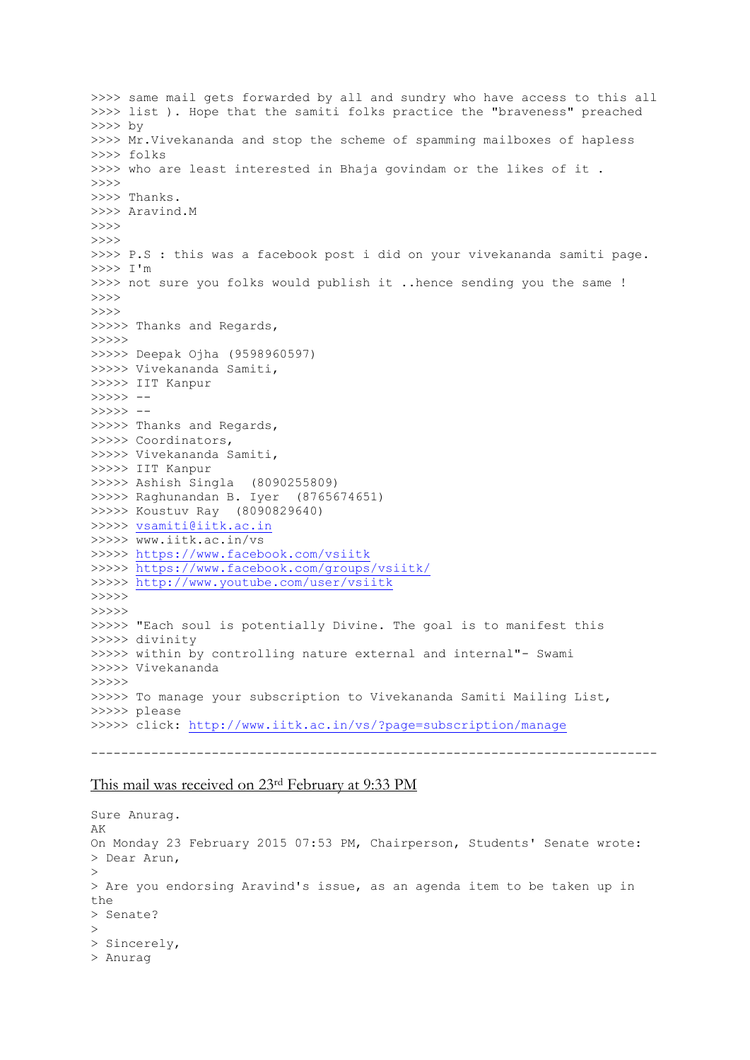```
>>>> same mail gets forwarded by all and sundry who have access to this all
>>>> list ). Hope that the samiti folks practice the "braveness" preached
>>>> by
>>>> Mr.Vivekananda and stop the scheme of spamming mailboxes of hapless
>>>> folks
>>>> who are least interested in Bhaja govindam or the likes of it .
>>>>
>>>> Thanks.
>>>> Aravind.M
>>>>
>>>>
>>>> P.S : this was a facebook post i did on your vivekananda samiti page.
>>>> I'm
>>>> not sure you folks would publish it ..hence sending you the same !
>>>>
>>>>
>>>>> Thanks and Regards,
>>>>>
>>>>> Deepak Ojha (9598960597)
>>>>> Vivekananda Samiti,
>>>>> IIT Kanpur
>>>>> --
>>>>> --
>>>>> Thanks and Regards,
>>>>> Coordinators,
>>>>> Vivekananda Samiti,
>>>>> IIT Kanpur
>>>>> Ashish Singla  (8090255809)
>>>>> Raghunandan B. Iyer  (8765674651)
>>>>> Koustuv Ray  (8090829640)
>>>>> vsamiti@iitk.ac.in
>>>>> www.iitk.ac.in/vs
>>>>> https://www.facebook.com/vsiitk
>>>>> https://www.facebook.com/groups/vsiitk/
>>>>> http://www.youtube.com/user/vsiitk
>>>>>
>>>>>
>>>>> "Each soul is potentially Divine. The goal is to manifest this
>>>>> divinity
>>>>> within by controlling nature external and internal"- Swami
>>>>> Vivekananda
>>>>>
>>>>> To manage your subscription to Vivekananda Samiti Mailing List,
>>>>> please
>>>>> click: http://www.iitk.ac.in/vs/?page=subscription/manage
```

---

<u>This mail was received on 23rd February at 9:33 PM</u>

```
Sure Anurag.
AK
On Monday 23 February 2015 07:53 PM, Chairperson, Students' Senate wrote:
> Dear Arun,
>
> Are you endorsing Aravind's issue, as an agenda item to be taken up in
the
> Senate?
>
> Sincerely,
> Anurag
```